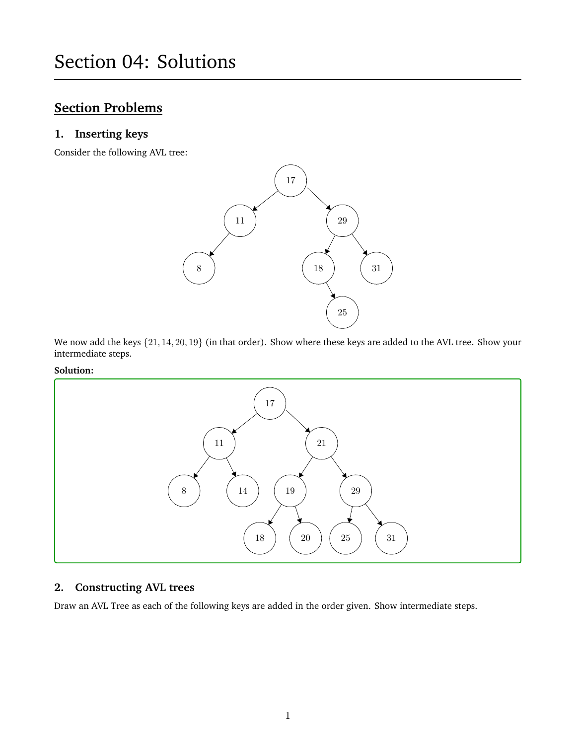# Section 04: Solutions

## Section Problems

### 1. Inserting keys

Consider the following AVL tree:

We now add the keys $\{21, 14, 20, 19\}$ (in that order). Show where these keys are added to the AVL tree. Show your intermediate steps.

**Solution:**

### 2. Constructing AVL trees

Draw an AVL Tree as each of the following keys are added in the order given. Show intermediate steps.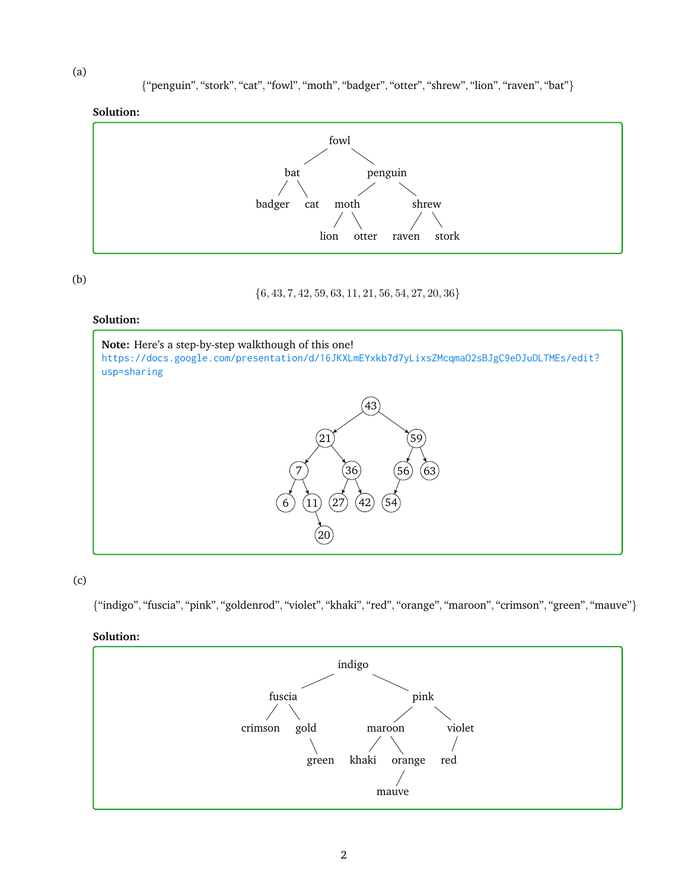(a)

{“penguin”, “stork”, “cat”, “fowl”, “moth”, “badger”, “otter”, “shrew”, “lion”, “raven”, “bat”}

**Solution:**

```
                fowl
              /      \
           bat        penguin
          /   \       /      \
     badger   cat   moth      shrew
                   /    \     /    \
                 lion  otter raven  stork
```

(b)

$$\{6, 43, 7, 42, 59, 63, 11, 21, 56, 54, 27, 20, 36\}$$

**Solution:**

**Note:** Here’s a step-by-step walkthough of this one! https://docs.google.com/presentation/d/16JKXLmEYxkb7d7yLixsZMcqmaO2sBJgC9eDJuDLTMEs/edit?usp=sharing

```
                 43
              /      \
           21          59
          /   \       /   \
         7     36    56    63
        / \   /  \   /
       6  11 27  42 54
            \
            20
```

(c)

{“indigo”, “fuscia”, “pink”, “goldenrod”, “violet”, “khaki”, “red”, “orange”, “maroon”, “crimson”, “green”, “mauve”}

**Solution:**

```
                  indigo
               /          \
          fuscia            pink
         /      \          /     \
    crimson     gold    maroon    violet
                  \     /    \      /
                 green khaki orange red
                              /
                           mauve
```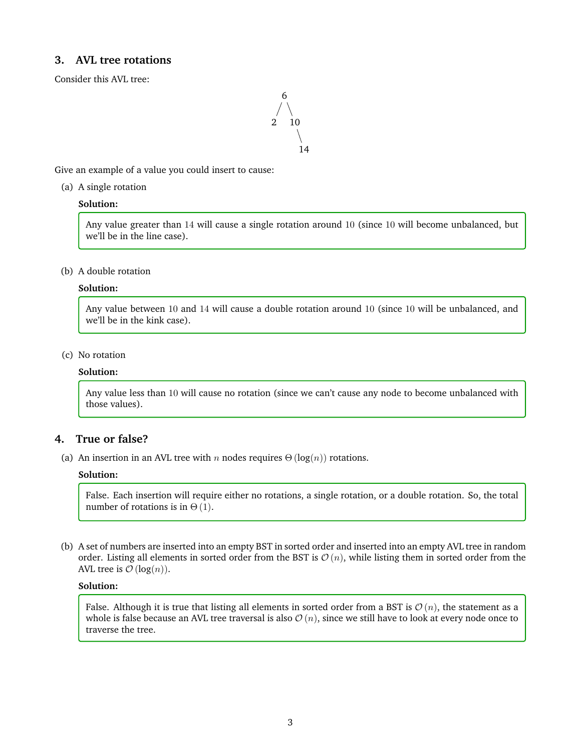## 3. AVL tree rotations

Consider this AVL tree:

```
      6
     / \
    2   10
          \
           14
```

Give an example of a value you could insert to cause:

(a) A single rotation

**Solution:**

> Any value greater than $14$ will cause a single rotation around $10$ (since $10$ will become unbalanced, but we'll be in the line case).

(b) A double rotation

**Solution:**

> Any value between $10$ and $14$ will cause a double rotation around $10$ (since $10$ will be unbalanced, and we'll be in the kink case).

(c) No rotation

**Solution:**

> Any value less than $10$ will cause no rotation (since we can't cause any node to become unbalanced with those values).

## 4. True or false?

(a) An insertion in an AVL tree with $n$ nodes requires $\Theta(\log(n))$ rotations.

**Solution:**

> False. Each insertion will require either no rotations, a single rotation, or a double rotation. So, the total number of rotations is in $\Theta(1)$.

(b) A set of numbers are inserted into an empty BST in sorted order and inserted into an empty AVL tree in random order. Listing all elements in sorted order from the BST is $\mathcal{O}(n)$, while listing them in sorted order from the AVL tree is $\mathcal{O}(\log(n))$.

**Solution:**

> False. Although it is true that listing all elements in sorted order from a BST is $\mathcal{O}(n)$, the statement as a whole is false because an AVL tree traversal is also $\mathcal{O}(n)$, since we still have to look at every node once to traverse the tree.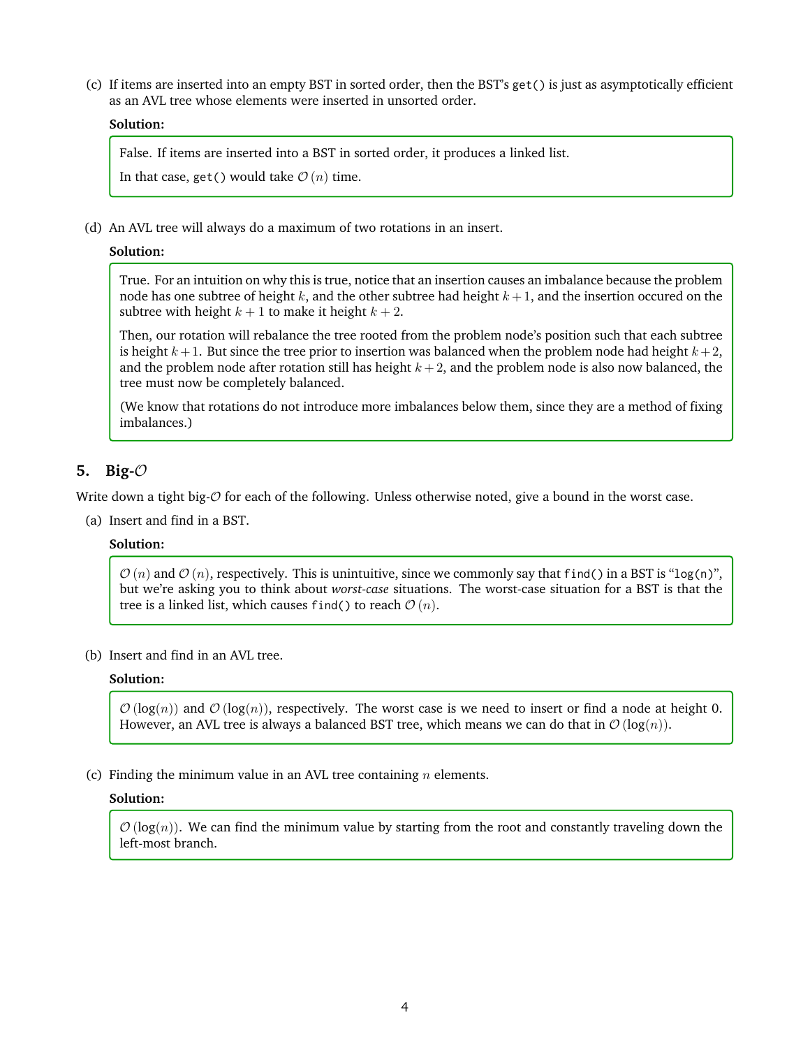(c) If items are inserted into an empty BST in sorted order, then the BST's `get()` is just as asymptotically efficient as an AVL tree whose elements were inserted in unsorted order.

**Solution:**

False. If items are inserted into a BST in sorted order, it produces a linked list.

In that case, `get()` would take $\mathcal{O}(n)$ time.

(d) An AVL tree will always do a maximum of two rotations in an insert.

**Solution:**

True. For an intuition on why this is true, notice that an insertion causes an imbalance because the problem node has one subtree of height $k$, and the other subtree had height $k+1$, and the insertion occured on the subtree with height $k+1$ to make it height $k+2$.

Then, our rotation will rebalance the tree rooted from the problem node's position such that each subtree is height $k+1$. But since the tree prior to insertion was balanced when the problem node had height $k+2$, and the problem node after rotation still has height $k+2$, and the problem node is also now balanced, the tree must now be completely balanced.

(We know that rotations do not introduce more imbalances below them, since they are a method of fixing imbalances.)

## 5. Big-$\mathcal{O}$

Write down a tight big-$\mathcal{O}$ for each of the following. Unless otherwise noted, give a bound in the worst case.

(a) Insert and find in a BST.

**Solution:**

$\mathcal{O}(n)$ and $\mathcal{O}(n)$, respectively. This is unintuitive, since we commonly say that `find()` in a BST is "`log(n)`", but we're asking you to think about *worst-case* situations. The worst-case situation for a BST is that the tree is a linked list, which causes `find()` to reach $\mathcal{O}(n)$.

(b) Insert and find in an AVL tree.

**Solution:**

$\mathcal{O}(\log(n))$ and $\mathcal{O}(\log(n))$, respectively. The worst case is we need to insert or find a node at height 0. However, an AVL tree is always a balanced BST tree, which means we can do that in $\mathcal{O}(\log(n))$.

(c) Finding the minimum value in an AVL tree containing $n$ elements.

**Solution:**

$\mathcal{O}(\log(n))$. We can find the minimum value by starting from the root and constantly traveling down the left-most branch.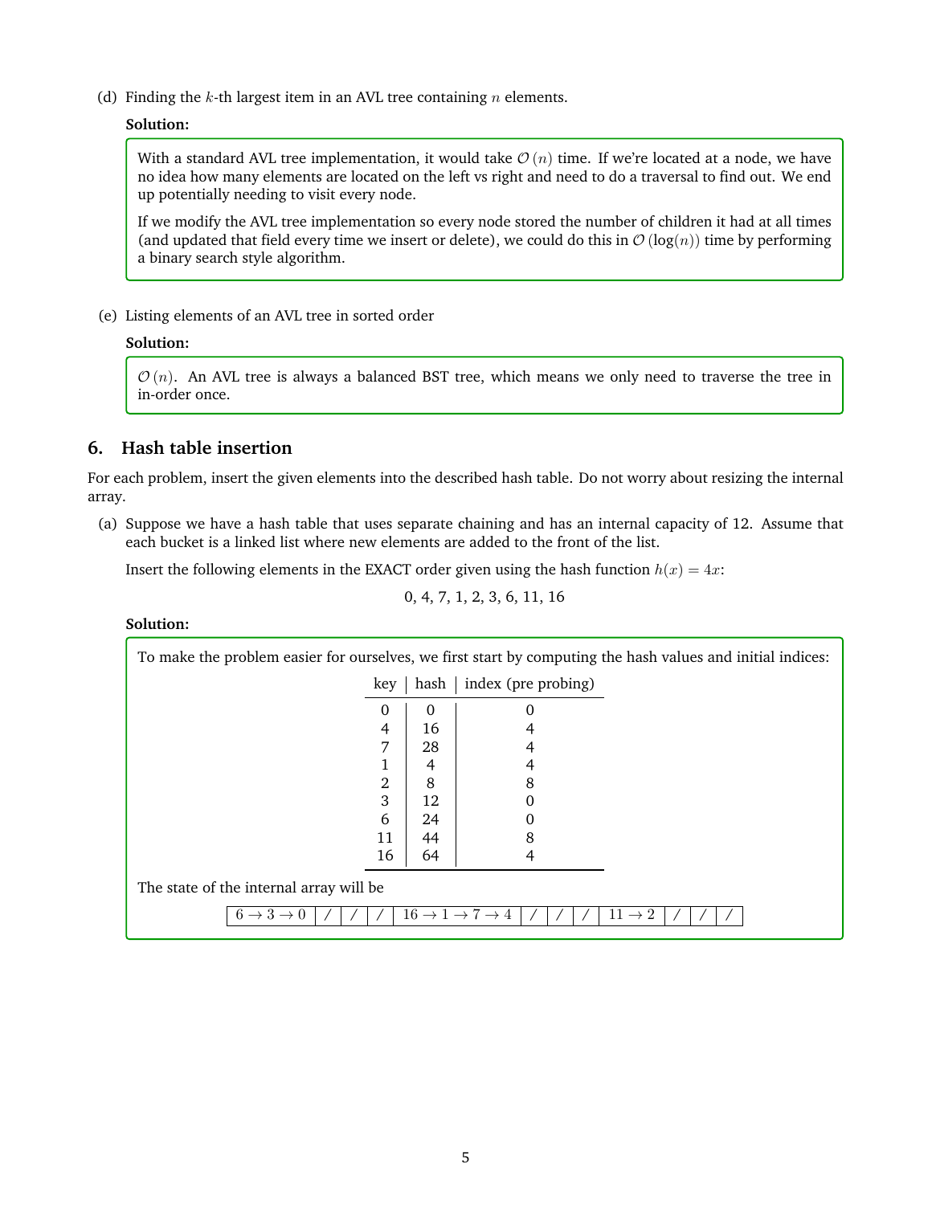(d) Finding the $k$-th largest item in an AVL tree containing $n$ elements.

**Solution:**

> With a standard AVL tree implementation, it would take $\mathcal{O}(n)$ time. If we're located at a node, we have no idea how many elements are located on the left vs right and need to do a traversal to find out. We end up potentially needing to visit every node.
>
> If we modify the AVL tree implementation so every node stored the number of children it had at all times (and updated that field every time we insert or delete), we could do this in $\mathcal{O}(\log(n))$ time by performing a binary search style algorithm.

(e) Listing elements of an AVL tree in sorted order

**Solution:**

> $\mathcal{O}(n)$. An AVL tree is always a balanced BST tree, which means we only need to traverse the tree in in-order once.

## 6. Hash table insertion

For each problem, insert the given elements into the described hash table. Do not worry about resizing the internal array.

(a) Suppose we have a hash table that uses separate chaining and has an internal capacity of 12. Assume that each bucket is a linked list where new elements are added to the front of the list.

Insert the following elements in the EXACT order given using the hash function $h(x) = 4x$:

$$0, 4, 7, 1, 2, 3, 6, 11, 16$$

**Solution:**

To make the problem easier for ourselves, we first start by computing the hash values and initial indices:

| key | hash | index (pre probing) |
|---|---|---|
| 0 | 0 | 0 |
| 4 | 16 | 4 |
| 7 | 28 | 4 |
| 1 | 4 | 4 |
| 2 | 8 | 8 |
| 3 | 12 | 0 |
| 6 | 24 | 0 |
| 11 | 44 | 8 |
| 16 | 64 | 4 |

The state of the internal array will be

| $6 \to 3 \to 0$ | / | / | / | $16 \to 1 \to 7 \to 4$ | / | / | / | $11 \to 2$ | / | / | / |
|---|---|---|---|---|---|---|---|---|---|---|---|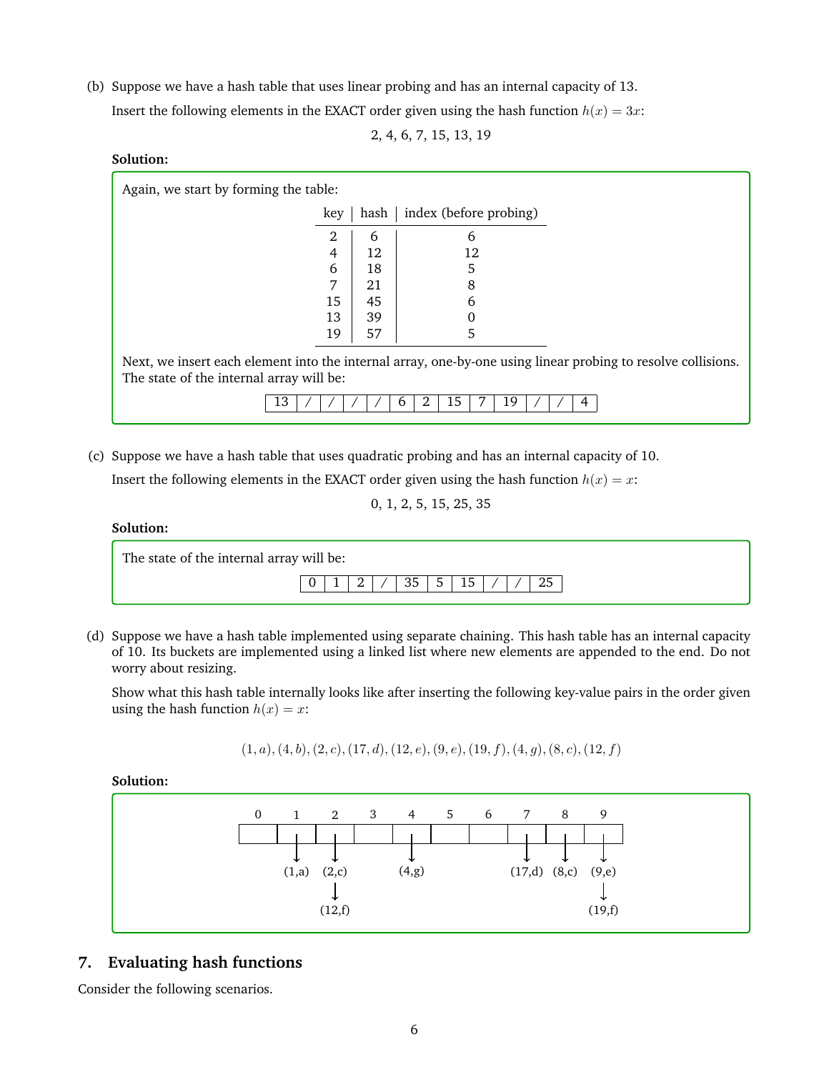(b) Suppose we have a hash table that uses linear probing and has an internal capacity of 13.

Insert the following elements in the EXACT order given using the hash function $h(x) = 3x$:

2, 4, 6, 7, 15, 13, 19

**Solution:**

Again, we start by forming the table:

| key | hash | index (before probing) |
|---|---|---|
| 2 | 6 | 6 |
| 4 | 12 | 12 |
| 6 | 18 | 5 |
| 7 | 21 | 8 |
| 15 | 45 | 6 |
| 13 | 39 | 0 |
| 19 | 57 | 5 |

Next, we insert each element into the internal array, one-by-one using linear probing to resolve collisions. The state of the internal array will be:

| 13 | / | / | / | / | 6 | 2 | 15 | 7 | 19 | / | / | 4 |
|---|---|---|---|---|---|---|---|---|---|---|---|---|

(c) Suppose we have a hash table that uses quadratic probing and has an internal capacity of 10.

Insert the following elements in the EXACT order given using the hash function $h(x) = x$:

0, 1, 2, 5, 15, 25, 35

**Solution:**

The state of the internal array will be:

| 0 | 1 | 2 | / | 35 | 5 | 15 | / | / | 25 |
|---|---|---|---|---|---|---|---|---|---|

(d) Suppose we have a hash table implemented using separate chaining. This hash table has an internal capacity of 10. Its buckets are implemented using a linked list where new elements are appended to the end. Do not worry about resizing.

Show what this hash table internally looks like after inserting the following key-value pairs in the order given using the hash function $h(x) = x$:

$$(1, a), (4, b), (2, c), (17, d), (12, e), (9, e), (19, f), (4, g), (8, c), (12, f)$$

**Solution:**

| 0 | 1 | 2 | 3 | 4 | 5 | 6 | 7 | 8 | 9 |
|---|---|---|---|---|---|---|---|---|---|
| | (1,a) | (2,c) → (12,f) | | (4,g) | | | (17,d) | (8,c) | (9,e) → (19,f) |

## 7. Evaluating hash functions

Consider the following scenarios.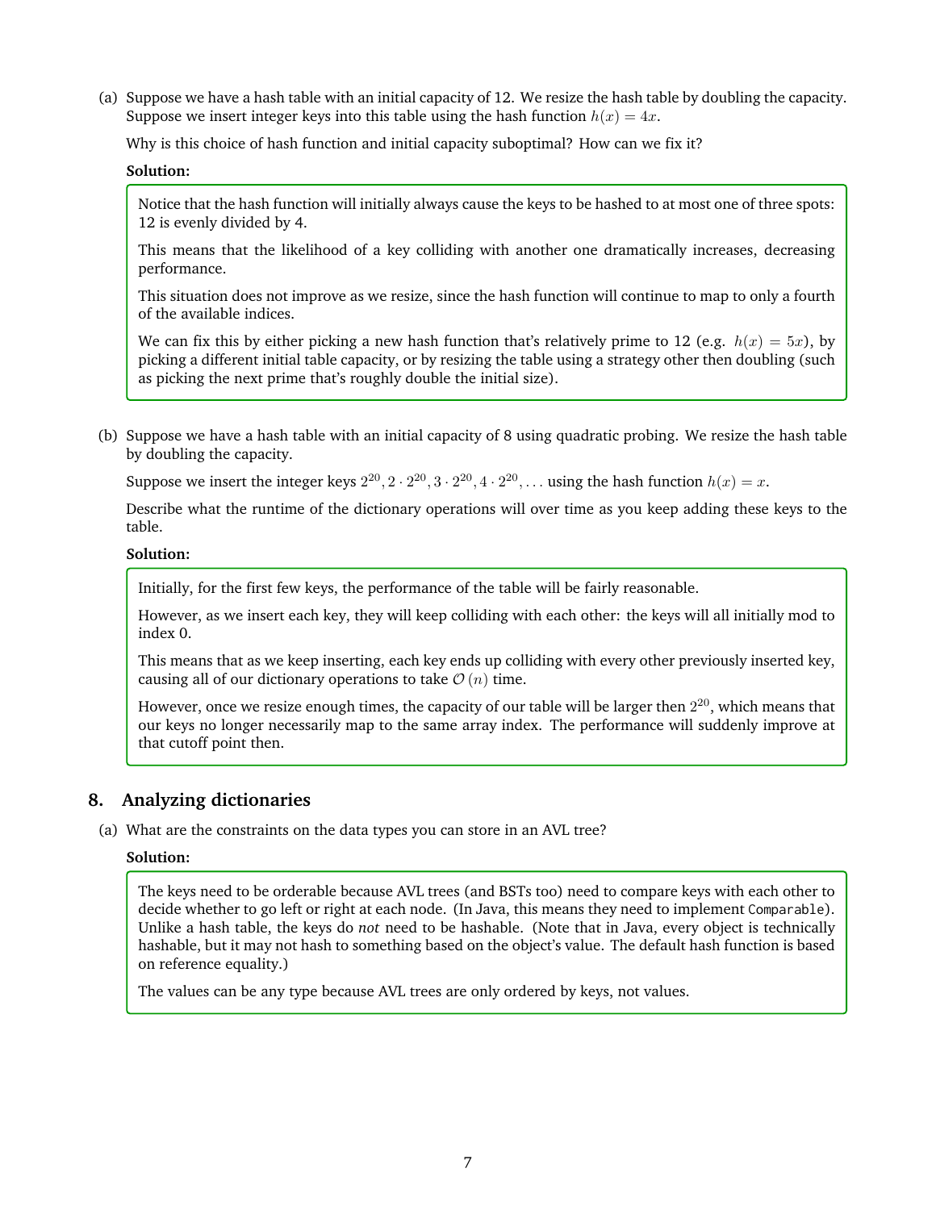(a) Suppose we have a hash table with an initial capacity of 12. We resize the hash table by doubling the capacity. Suppose we insert integer keys into this table using the hash function $h(x) = 4x$.

Why is this choice of hash function and initial capacity suboptimal? How can we fix it?

**Solution:**

Notice that the hash function will initially always cause the keys to be hashed to at most one of three spots: 12 is evenly divided by 4.

This means that the likelihood of a key colliding with another one dramatically increases, decreasing performance.

This situation does not improve as we resize, since the hash function will continue to map to only a fourth of the available indices.

We can fix this by either picking a new hash function that's relatively prime to 12 (e.g. $h(x) = 5x$), by picking a different initial table capacity, or by resizing the table using a strategy other then doubling (such as picking the next prime that's roughly double the initial size).

(b) Suppose we have a hash table with an initial capacity of 8 using quadratic probing. We resize the hash table by doubling the capacity.

Suppose we insert the integer keys $2^{20}, 2 \cdot 2^{20}, 3 \cdot 2^{20}, 4 \cdot 2^{20}, \ldots$ using the hash function $h(x) = x$.

Describe what the runtime of the dictionary operations will over time as you keep adding these keys to the table.

**Solution:**

Initially, for the first few keys, the performance of the table will be fairly reasonable.

However, as we insert each key, they will keep colliding with each other: the keys will all initially mod to index 0.

This means that as we keep inserting, each key ends up colliding with every other previously inserted key, causing all of our dictionary operations to take $\mathcal{O}(n)$ time.

However, once we resize enough times, the capacity of our table will be larger then $2^{20}$, which means that our keys no longer necessarily map to the same array index. The performance will suddenly improve at that cutoff point then.

## 8. Analyzing dictionaries

(a) What are the constraints on the data types you can store in an AVL tree?

**Solution:**

The keys need to be orderable because AVL trees (and BSTs too) need to compare keys with each other to decide whether to go left or right at each node. (In Java, this means they need to implement `Comparable`). Unlike a hash table, the keys do *not* need to be hashable. (Note that in Java, every object is technically hashable, but it may not hash to something based on the object's value. The default hash function is based on reference equality.)

The values can be any type because AVL trees are only ordered by keys, not values.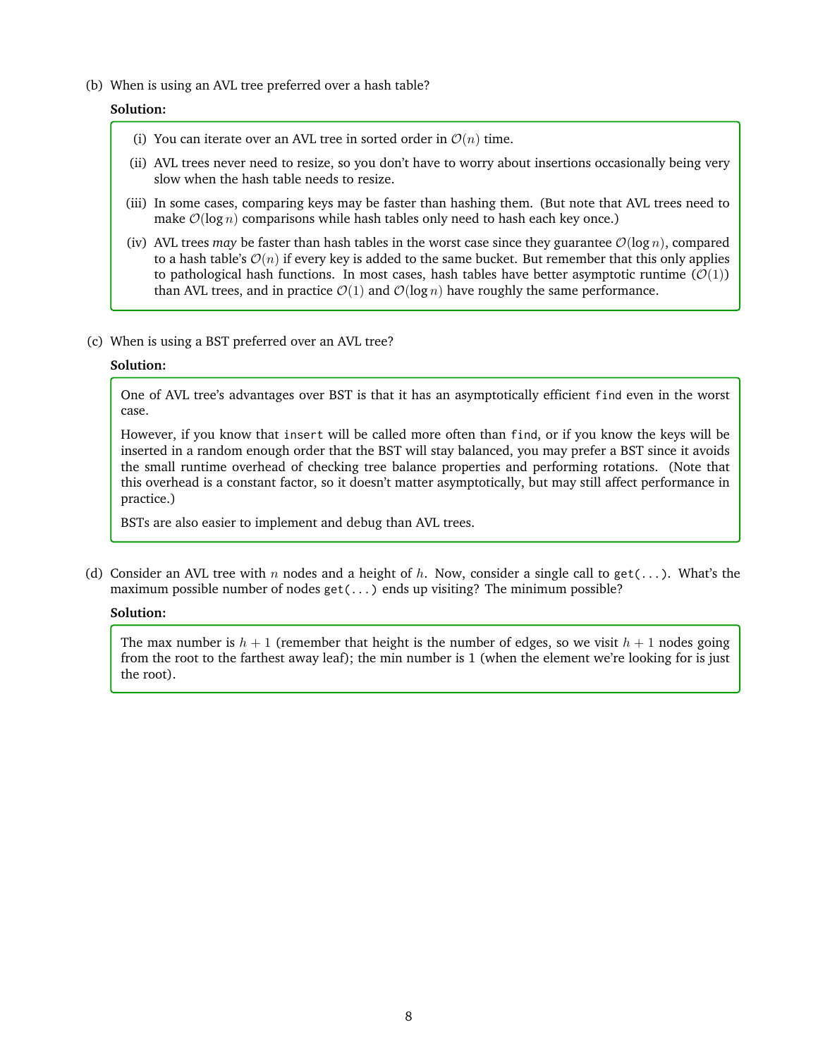(b) When is using an AVL tree preferred over a hash table?

**Solution:**

(i) You can iterate over an AVL tree in sorted order in $\mathcal{O}(n)$ time.

(ii) AVL trees never need to resize, so you don't have to worry about insertions occasionally being very slow when the hash table needs to resize.

(iii) In some cases, comparing keys may be faster than hashing them. (But note that AVL trees need to make $\mathcal{O}(\log n)$ comparisons while hash tables only need to hash each key once.)

(iv) AVL trees *may* be faster than hash tables in the worst case since they guarantee $\mathcal{O}(\log n)$, compared to a hash table's $\mathcal{O}(n)$ if every key is added to the same bucket. But remember that this only applies to pathological hash functions. In most cases, hash tables have better asymptotic runtime ($\mathcal{O}(1)$) than AVL trees, and in practice $\mathcal{O}(1)$ and $\mathcal{O}(\log n)$ have roughly the same performance.

(c) When is using a BST preferred over an AVL tree?

**Solution:**

One of AVL tree's advantages over BST is that it has an asymptotically efficient `find` even in the worst case.

However, if you know that `insert` will be called more often than `find`, or if you know the keys will be inserted in a random enough order that the BST will stay balanced, you may prefer a BST since it avoids the small runtime overhead of checking tree balance properties and performing rotations. (Note that this overhead is a constant factor, so it doesn't matter asymptotically, but may still affect performance in practice.)

BSTs are also easier to implement and debug than AVL trees.

(d) Consider an AVL tree with $n$ nodes and a height of $h$. Now, consider a single call to `get(...)`. What's the maximum possible number of nodes `get(...)` ends up visiting? The minimum possible?

**Solution:**

The max number is $h + 1$ (remember that height is the number of edges, so we visit $h + 1$ nodes going from the root to the farthest away leaf); the min number is 1 (when the element we're looking for is just the root).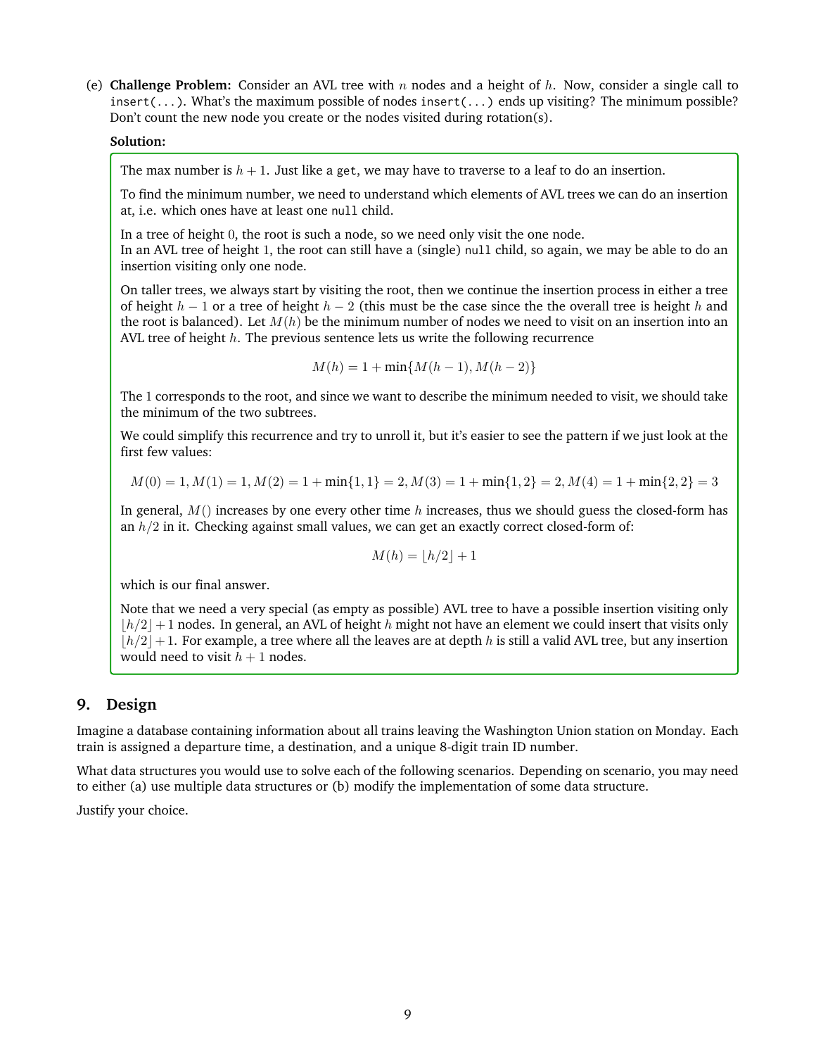(e) **Challenge Problem:** Consider an AVL tree with $n$ nodes and a height of $h$. Now, consider a single call to `insert(...)`. What's the maximum possible of nodes `insert(...)` ends up visiting? The minimum possible? Don't count the new node you create or the nodes visited during rotation(s).

**Solution:**

The max number is $h + 1$. Just like a `get`, we may have to traverse to a leaf to do an insertion.

To find the minimum number, we need to understand which elements of AVL trees we can do an insertion at, i.e. which ones have at least one `null` child.

In a tree of height $0$, the root is such a node, so we need only visit the one node.
In an AVL tree of height $1$, the root can still have a (single) `null` child, so again, we may be able to do an insertion visiting only one node.

On taller trees, we always start by visiting the root, then we continue the insertion process in either a tree of height $h - 1$ or a tree of height $h - 2$ (this must be the case since the the overall tree is height $h$ and the root is balanced). Let $M(h)$ be the minimum number of nodes we need to visit on an insertion into an AVL tree of height $h$. The previous sentence lets us write the following recurrence

$$M(h) = 1 + \min\{M(h-1), M(h-2)\}$$

The $1$ corresponds to the root, and since we want to describe the minimum needed to visit, we should take the minimum of the two subtrees.

We could simplify this recurrence and try to unroll it, but it's easier to see the pattern if we just look at the first few values:

$$M(0) = 1, M(1) = 1, M(2) = 1 + \min\{1, 1\} = 2, M(3) = 1 + \min\{1, 2\} = 2, M(4) = 1 + \min\{2, 2\} = 3$$

In general, $M()$ increases by one every other time $h$ increases, thus we should guess the closed-form has an $h/2$ in it. Checking against small values, we can get an exactly correct closed-form of:

$$M(h) = \lfloor h/2 \rfloor + 1$$

which is our final answer.

Note that we need a very special (as empty as possible) AVL tree to have a possible insertion visiting only $\lfloor h/2 \rfloor + 1$ nodes. In general, an AVL of height $h$ might not have an element we could insert that visits only $\lfloor h/2 \rfloor + 1$. For example, a tree where all the leaves are at depth $h$ is still a valid AVL tree, but any insertion would need to visit $h + 1$ nodes.

## 9. Design

Imagine a database containing information about all trains leaving the Washington Union station on Monday. Each train is assigned a departure time, a destination, and a unique 8-digit train ID number.

What data structures you would use to solve each of the following scenarios. Depending on scenario, you may need to either (a) use multiple data structures or (b) modify the implementation of some data structure.

Justify your choice.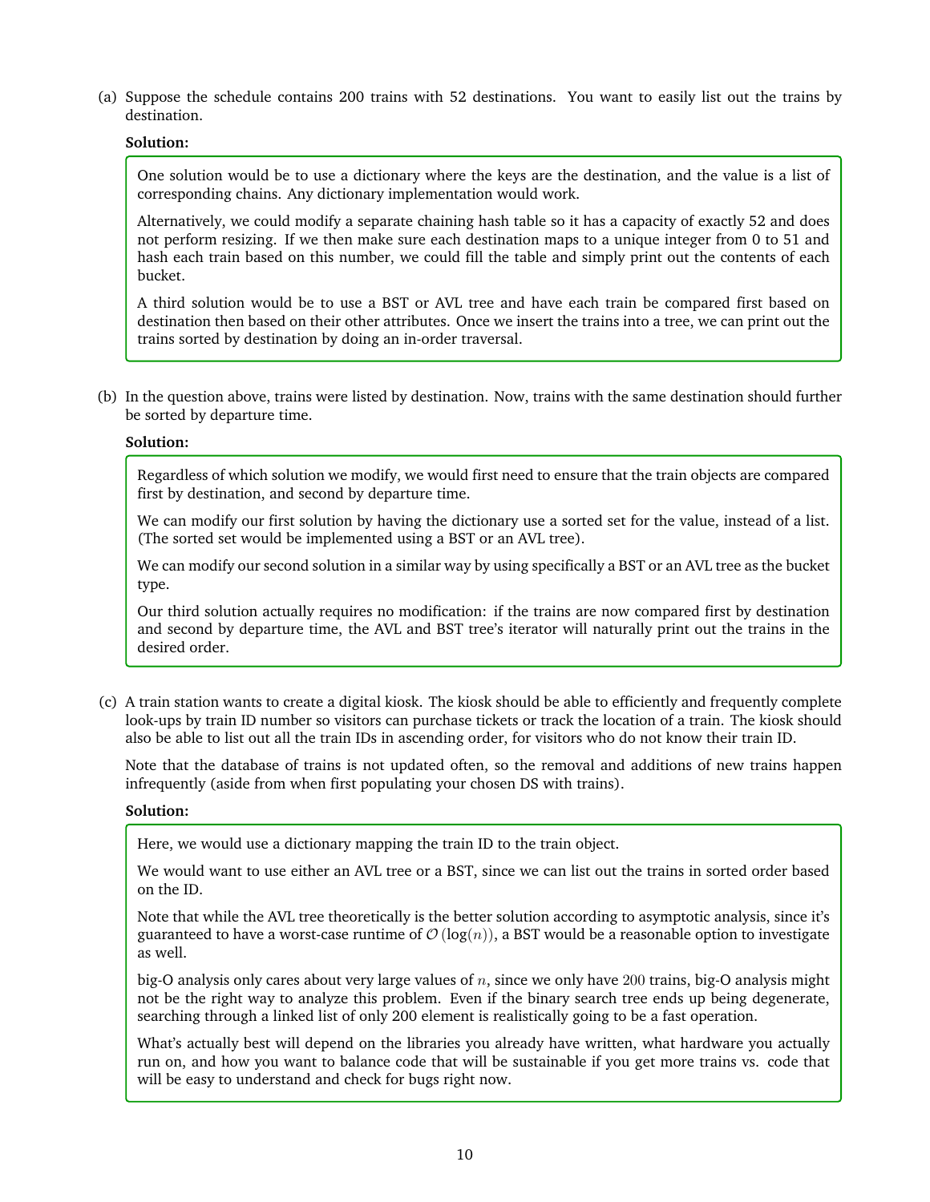(a) Suppose the schedule contains 200 trains with 52 destinations. You want to easily list out the trains by destination.

**Solution:**

One solution would be to use a dictionary where the keys are the destination, and the value is a list of corresponding chains. Any dictionary implementation would work.

Alternatively, we could modify a separate chaining hash table so it has a capacity of exactly 52 and does not perform resizing. If we then make sure each destination maps to a unique integer from 0 to 51 and hash each train based on this number, we could fill the table and simply print out the contents of each bucket.

A third solution would be to use a BST or AVL tree and have each train be compared first based on destination then based on their other attributes. Once we insert the trains into a tree, we can print out the trains sorted by destination by doing an in-order traversal.

(b) In the question above, trains were listed by destination. Now, trains with the same destination should further be sorted by departure time.

**Solution:**

Regardless of which solution we modify, we would first need to ensure that the train objects are compared first by destination, and second by departure time.

We can modify our first solution by having the dictionary use a sorted set for the value, instead of a list. (The sorted set would be implemented using a BST or an AVL tree).

We can modify our second solution in a similar way by using specifically a BST or an AVL tree as the bucket type.

Our third solution actually requires no modification: if the trains are now compared first by destination and second by departure time, the AVL and BST tree's iterator will naturally print out the trains in the desired order.

(c) A train station wants to create a digital kiosk. The kiosk should be able to efficiently and frequently complete look-ups by train ID number so visitors can purchase tickets or track the location of a train. The kiosk should also be able to list out all the train IDs in ascending order, for visitors who do not know their train ID.

Note that the database of trains is not updated often, so the removal and additions of new trains happen infrequently (aside from when first populating your chosen DS with trains).

**Solution:**

Here, we would use a dictionary mapping the train ID to the train object.

We would want to use either an AVL tree or a BST, since we can list out the trains in sorted order based on the ID.

Note that while the AVL tree theoretically is the better solution according to asymptotic analysis, since it's guaranteed to have a worst-case runtime of $\mathcal{O}(\log(n))$, a BST would be a reasonable option to investigate as well.

big-O analysis only cares about very large values of $n$, since we only have $200$ trains, big-O analysis might not be the right way to analyze this problem. Even if the binary search tree ends up being degenerate, searching through a linked list of only 200 element is realistically going to be a fast operation.

What's actually best will depend on the libraries you already have written, what hardware you actually run on, and how you want to balance code that will be sustainable if you get more trains vs. code that will be easy to understand and check for bugs right now.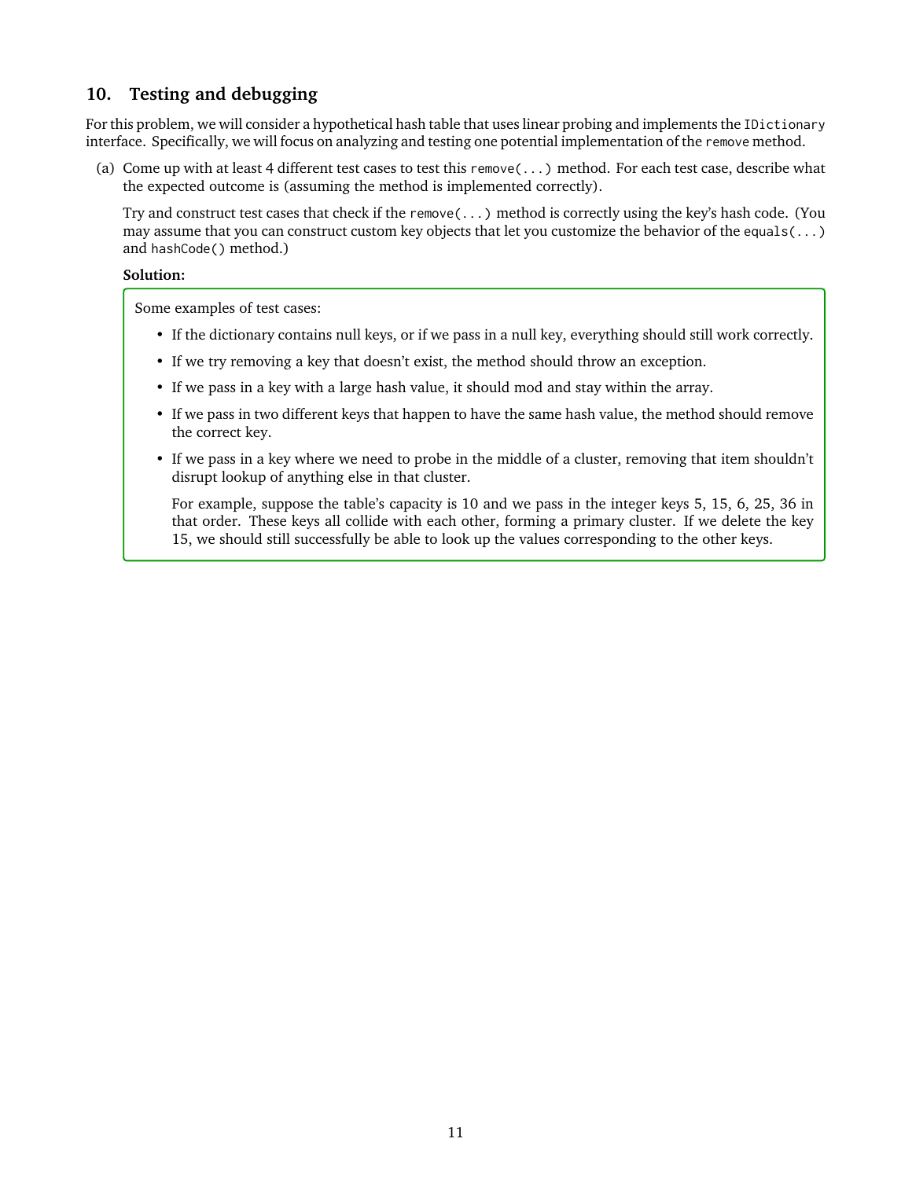## 10. Testing and debugging

For this problem, we will consider a hypothetical hash table that uses linear probing and implements the `IDictionary` interface. Specifically, we will focus on analyzing and testing one potential implementation of the `remove` method.

(a) Come up with at least 4 different test cases to test this `remove(...)` method. For each test case, describe what the expected outcome is (assuming the method is implemented correctly).

Try and construct test cases that check if the `remove(...)` method is correctly using the key's hash code. (You may assume that you can construct custom key objects that let you customize the behavior of the `equals(...)` and `hashCode()` method.)

**Solution:**

Some examples of test cases:

- If the dictionary contains null keys, or if we pass in a null key, everything should still work correctly.
- If we try removing a key that doesn't exist, the method should throw an exception.
- If we pass in a key with a large hash value, it should mod and stay within the array.
- If we pass in two different keys that happen to have the same hash value, the method should remove the correct key.
- If we pass in a key where we need to probe in the middle of a cluster, removing that item shouldn't disrupt lookup of anything else in that cluster.

  For example, suppose the table's capacity is 10 and we pass in the integer keys 5, 15, 6, 25, 36 in that order. These keys all collide with each other, forming a primary cluster. If we delete the key 15, we should still successfully be able to look up the values corresponding to the other keys.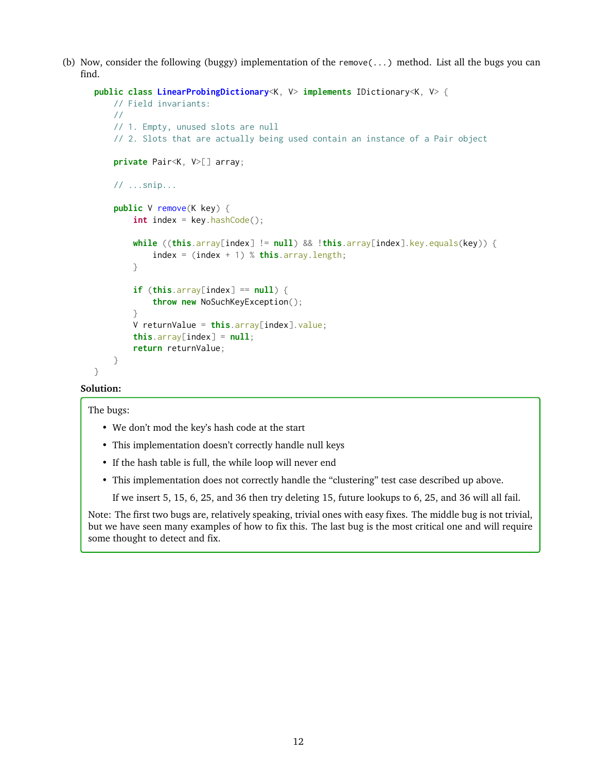(b) Now, consider the following (buggy) implementation of the `remove(...)` method. List all the bugs you can find.

```
public class LinearProbingDictionary<K, V> implements IDictionary<K, V> {
    // Field invariants:
    //
    // 1. Empty, unused slots are null
    // 2. Slots that are actually being used contain an instance of a Pair object

    private Pair<K, V>[] array;

    // ...snip...

    public V remove(K key) {
        int index = key.hashCode();

        while ((this.array[index] != null) && !this.array[index].key.equals(key)) {
            index = (index + 1) % this.array.length;
        }

        if (this.array[index] == null) {
            throw new NoSuchKeyException();
        }
        V returnValue = this.array[index].value;
        this.array[index] = null;
        return returnValue;
    }
}
```

**Solution:**

The bugs:

- We don't mod the key's hash code at the start
- This implementation doesn't correctly handle null keys
- If the hash table is full, the while loop will never end
- This implementation does not correctly handle the "clustering" test case described up above.

  If we insert 5, 15, 6, 25, and 36 then try deleting 15, future lookups to 6, 25, and 36 will all fail.

Note: The first two bugs are, relatively speaking, trivial ones with easy fixes. The middle bug is not trivial, but we have seen many examples of how to fix this. The last bug is the most critical one and will require some thought to detect and fix.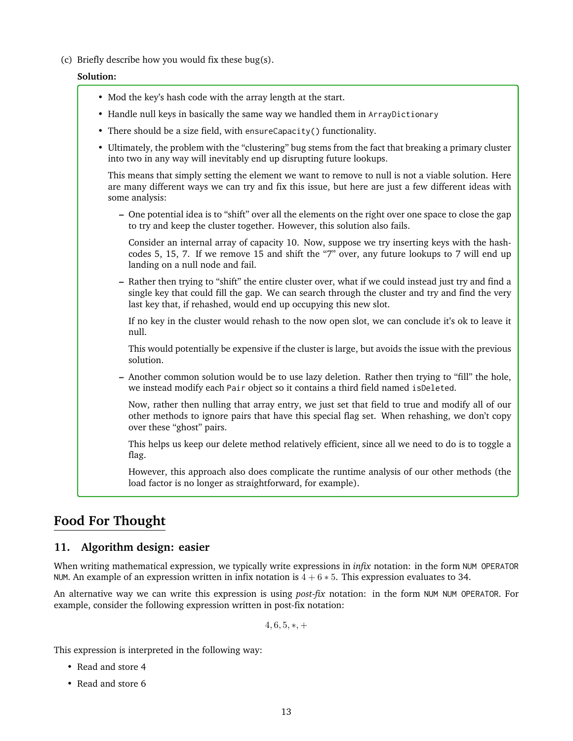(c) Briefly describe how you would fix these bug(s).

**Solution:**

- Mod the key's hash code with the array length at the start.
- Handle null keys in basically the same way we handled them in `ArrayDictionary`
- There should be a size field, with `ensureCapacity()` functionality.
- Ultimately, the problem with the "clustering" bug stems from the fact that breaking a primary cluster into two in any way will inevitably end up disrupting future lookups.

  This means that simply setting the element we want to remove to null is not a viable solution. Here are many different ways we can try and fix this issue, but here are just a few different ideas with some analysis:

  – One potential idea is to "shift" over all the elements on the right over one space to close the gap to try and keep the cluster together. However, this solution also fails.

    Consider an internal array of capacity 10. Now, suppose we try inserting keys with the hash-codes 5, 15, 7. If we remove 15 and shift the "7" over, any future lookups to 7 will end up landing on a null node and fail.

  – Rather then trying to "shift" the entire cluster over, what if we could instead just try and find a single key that could fill the gap. We can search through the cluster and try and find the very last key that, if rehashed, would end up occupying this new slot.

    If no key in the cluster would rehash to the now open slot, we can conclude it's ok to leave it null.

    This would potentially be expensive if the cluster is large, but avoids the issue with the previous solution.

  – Another common solution would be to use lazy deletion. Rather then trying to "fill" the hole, we instead modify each `Pair` object so it contains a third field named `isDeleted`.

    Now, rather then nulling that array entry, we just set that field to true and modify all of our other methods to ignore pairs that have this special flag set. When rehashing, we don't copy over these "ghost" pairs.

    This helps us keep our delete method relatively efficient, since all we need to do is to toggle a flag.

    However, this approach also does complicate the runtime analysis of our other methods (the load factor is no longer as straightforward, for example).

## Food For Thought

### 11. Algorithm design: easier

When writing mathematical expression, we typically write expressions in *infix* notation: in the form `NUM OPERATOR NUM`. An example of an expression written in infix notation is $4 + 6 * 5$. This expression evaluates to 34.

An alternative way we can write this expression is using *post-fix* notation: in the form `NUM NUM OPERATOR`. For example, consider the following expression written in post-fix notation:

$$4, 6, 5, *, +$$

This expression is interpreted in the following way:

- Read and store 4
- Read and store 6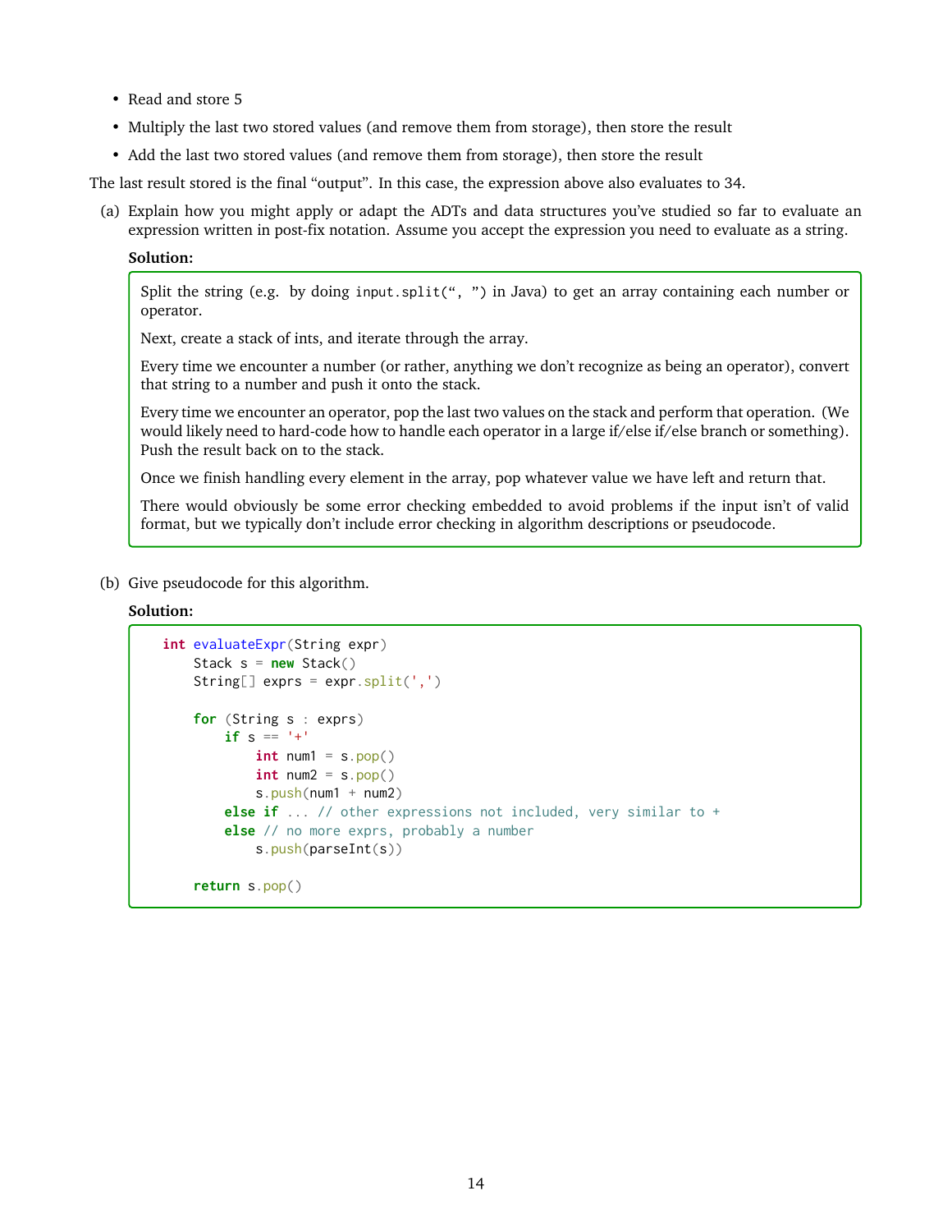- Read and store 5
- Multiply the last two stored values (and remove them from storage), then store the result
- Add the last two stored values (and remove them from storage), then store the result

The last result stored is the final "output". In this case, the expression above also evaluates to 34.

(a) Explain how you might apply or adapt the ADTs and data structures you've studied so far to evaluate an expression written in post-fix notation. Assume you accept the expression you need to evaluate as a string.

**Solution:**

Split the string (e.g. by doing `input.split(", ")` in Java) to get an array containing each number or operator.

Next, create a stack of ints, and iterate through the array.

Every time we encounter a number (or rather, anything we don't recognize as being an operator), convert that string to a number and push it onto the stack.

Every time we encounter an operator, pop the last two values on the stack and perform that operation. (We would likely need to hard-code how to handle each operator in a large if/else if/else branch or something). Push the result back on to the stack.

Once we finish handling every element in the array, pop whatever value we have left and return that.

There would obviously be some error checking embedded to avoid problems if the input isn't of valid format, but we typically don't include error checking in algorithm descriptions or pseudocode.

(b) Give pseudocode for this algorithm.

**Solution:**

```
int evaluateExpr(String expr)
    Stack s = new Stack()
    String[] exprs = expr.split(',')

    for (String s : exprs)
        if s == '+'
            int num1 = s.pop()
            int num2 = s.pop()
            s.push(num1 + num2)
        else if ... // other expressions not included, very similar to +
        else // no more exprs, probably a number
            s.push(parseInt(s))

    return s.pop()
```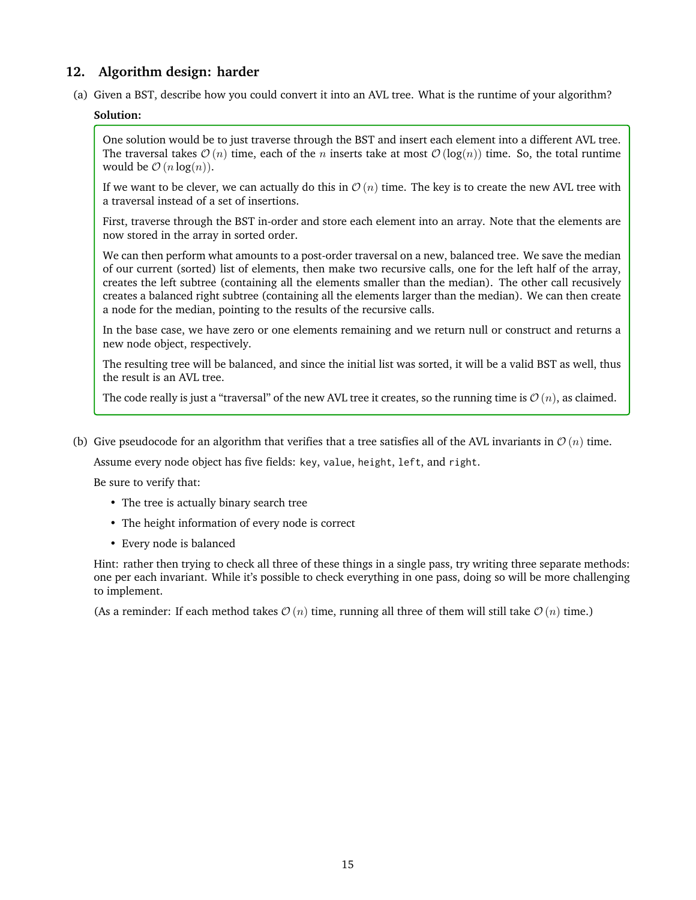## 12. Algorithm design: harder

(a) Given a BST, describe how you could convert it into an AVL tree. What is the runtime of your algorithm?

**Solution:**

One solution would be to just traverse through the BST and insert each element into a different AVL tree. The traversal takes $\mathcal{O}(n)$ time, each of the $n$ inserts take at most $\mathcal{O}(\log(n))$ time. So, the total runtime would be $\mathcal{O}(n \log(n))$.

If we want to be clever, we can actually do this in $\mathcal{O}(n)$ time. The key is to create the new AVL tree with a traversal instead of a set of insertions.

First, traverse through the BST in-order and store each element into an array. Note that the elements are now stored in the array in sorted order.

We can then perform what amounts to a post-order traversal on a new, balanced tree. We save the median of our current (sorted) list of elements, then make two recursive calls, one for the left half of the array, creates the left subtree (containing all the elements smaller than the median). The other call recusively creates a balanced right subtree (containing all the elements larger than the median). We can then create a node for the median, pointing to the results of the recursive calls.

In the base case, we have zero or one elements remaining and we return null or construct and returns a new node object, respectively.

The resulting tree will be balanced, and since the initial list was sorted, it will be a valid BST as well, thus the result is an AVL tree.

The code really is just a "traversal" of the new AVL tree it creates, so the running time is $\mathcal{O}(n)$, as claimed.

(b) Give pseudocode for an algorithm that verifies that a tree satisfies all of the AVL invariants in $\mathcal{O}(n)$ time.

Assume every node object has five fields: key, value, height, left, and right.

Be sure to verify that:

- The tree is actually binary search tree
- The height information of every node is correct
- Every node is balanced

Hint: rather then trying to check all three of these things in a single pass, try writing three separate methods: one per each invariant. While it's possible to check everything in one pass, doing so will be more challenging to implement.

(As a reminder: If each method takes $\mathcal{O}(n)$ time, running all three of them will still take $\mathcal{O}(n)$ time.)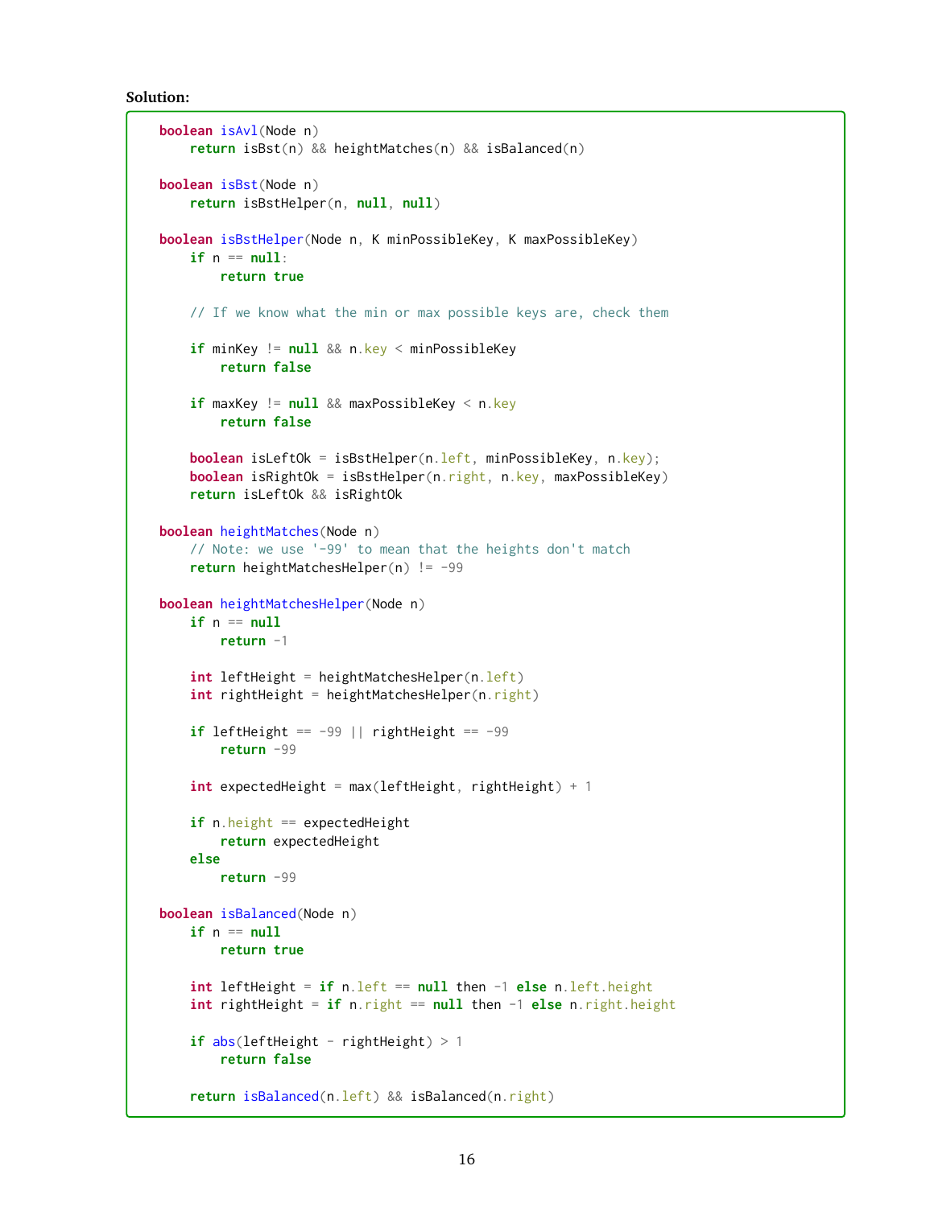**Solution:**

```
boolean isAvl(Node n)
    return isBst(n) && heightMatches(n) && isBalanced(n)

boolean isBst(Node n)
    return isBstHelper(n, null, null)

boolean isBstHelper(Node n, K minPossibleKey, K maxPossibleKey)
    if n == null:
        return true

    // If we know what the min or max possible keys are, check them

    if minKey != null && n.key < minPossibleKey
        return false

    if maxKey != null && maxPossibleKey < n.key
        return false

    boolean isLeftOk = isBstHelper(n.left, minPossibleKey, n.key);
    boolean isRightOk = isBstHelper(n.right, n.key, maxPossibleKey)
    return isLeftOk && isRightOk

boolean heightMatches(Node n)
    // Note: we use '-99' to mean that the heights don't match
    return heightMatchesHelper(n) != -99

boolean heightMatchesHelper(Node n)
    if n == null
        return -1

    int leftHeight = heightMatchesHelper(n.left)
    int rightHeight = heightMatchesHelper(n.right)

    if leftHeight == -99 || rightHeight == -99
        return -99

    int expectedHeight = max(leftHeight, rightHeight) + 1

    if n.height == expectedHeight
        return expectedHeight
    else
        return -99

boolean isBalanced(Node n)
    if n == null
        return true

    int leftHeight = if n.left == null then -1 else n.left.height
    int rightHeight = if n.right == null then -1 else n.right.height

    if abs(leftHeight - rightHeight) > 1
        return false

    return isBalanced(n.left) && isBalanced(n.right)
```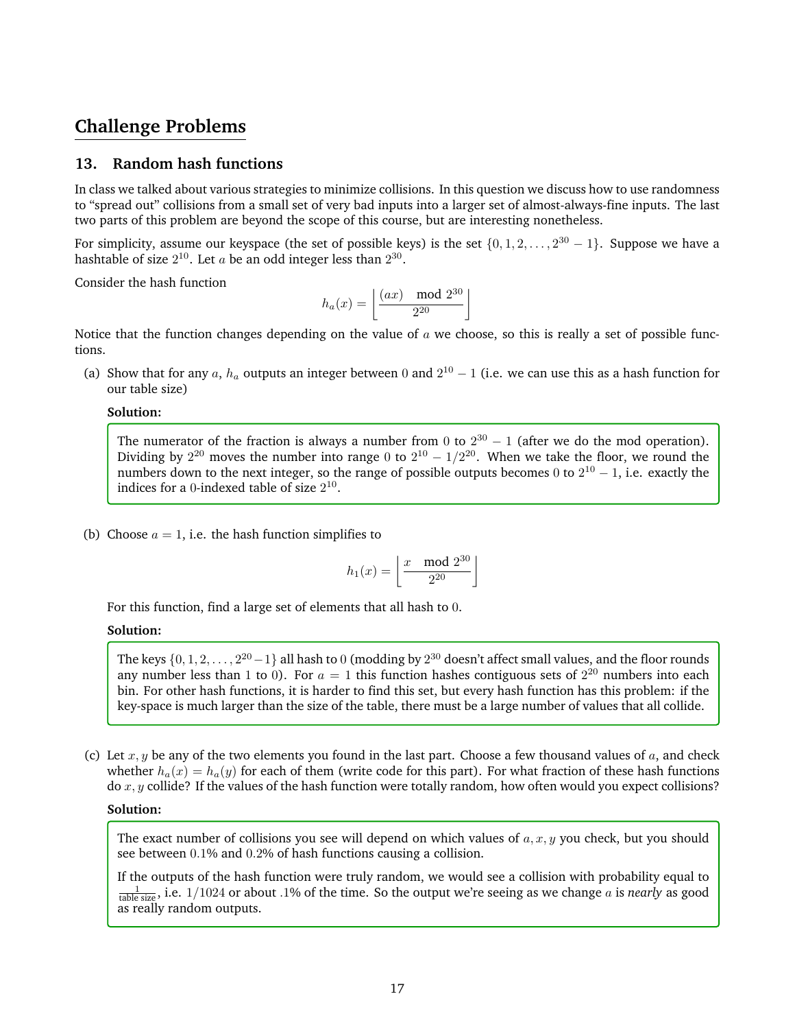## Challenge Problems

### 13. Random hash functions

In class we talked about various strategies to minimize collisions. In this question we discuss how to use randomness to "spread out" collisions from a small set of very bad inputs into a larger set of almost-always-fine inputs. The last two parts of this problem are beyond the scope of this course, but are interesting nonetheless.

For simplicity, assume our keyspace (the set of possible keys) is the set $\{0, 1, 2, \ldots, 2^{30} - 1\}$. Suppose we have a hashtable of size $2^{10}$. Let $a$ be an odd integer less than $2^{30}$.

Consider the hash function

$$h_a(x) = \left\lfloor \frac{(ax) \mod 2^{30}}{2^{20}} \right\rfloor$$

Notice that the function changes depending on the value of $a$ we choose, so this is really a set of possible functions.

(a) Show that for any $a$, $h_a$ outputs an integer between $0$ and $2^{10} - 1$ (i.e. we can use this as a hash function for our table size)

**Solution:**

The numerator of the fraction is always a number from $0$ to $2^{30} - 1$ (after we do the mod operation). Dividing by $2^{20}$ moves the number into range $0$ to $2^{10} - 1/2^{20}$. When we take the floor, we round the numbers down to the next integer, so the range of possible outputs becomes $0$ to $2^{10} - 1$, i.e. exactly the indices for a $0$-indexed table of size $2^{10}$.

(b) Choose $a = 1$, i.e. the hash function simplifies to

$$h_1(x) = \left\lfloor \frac{x \mod 2^{30}}{2^{20}} \right\rfloor$$

For this function, find a large set of elements that all hash to $0$.

**Solution:**

The keys $\{0, 1, 2, \ldots, 2^{20} - 1\}$ all hash to $0$ (modding by $2^{30}$ doesn't affect small values, and the floor rounds any number less than $1$ to $0$). For $a = 1$ this function hashes contiguous sets of $2^{20}$ numbers into each bin. For other hash functions, it is harder to find this set, but every hash function has this problem: if the key-space is much larger than the size of the table, there must be a large number of values that all collide.

(c) Let $x, y$ be any of the two elements you found in the last part. Choose a few thousand values of $a$, and check whether $h_a(x) = h_a(y)$ for each of them (write code for this part). For what fraction of these hash functions do $x, y$ collide? If the values of the hash function were totally random, how often would you expect collisions?

**Solution:**

The exact number of collisions you see will depend on which values of $a, x, y$ you check, but you should see between $0.1\%$ and $0.2\%$ of hash functions causing a collision.

If the outputs of the hash function were truly random, we would see a collision with probability equal to $\frac{1}{\text{table size}}$, i.e. $1/1024$ or about $.1\%$ of the time. So the output we're seeing as we change $a$ is *nearly* as good as really random outputs.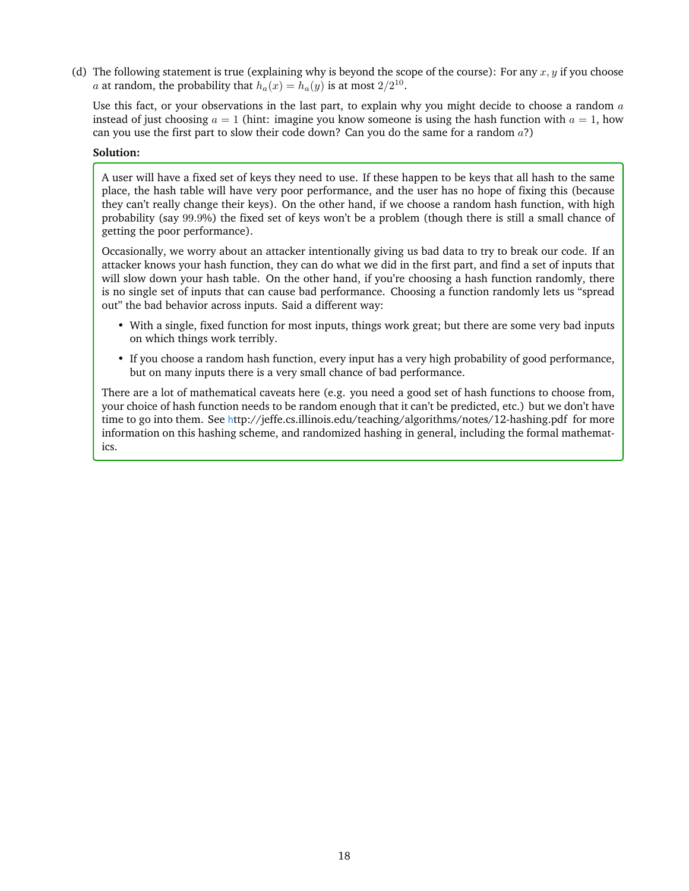(d) The following statement is true (explaining why is beyond the scope of the course): For any $x, y$ if you choose $a$ at random, the probability that $h_a(x) = h_a(y)$ is at most $2/2^{10}$.

Use this fact, or your observations in the last part, to explain why you might decide to choose a random $a$ instead of just choosing $a = 1$ (hint: imagine you know someone is using the hash function with $a = 1$, how can you use the first part to slow their code down? Can you do the same for a random $a$?)

**Solution:**

A user will have a fixed set of keys they need to use. If these happen to be keys that all hash to the same place, the hash table will have very poor performance, and the user has no hope of fixing this (because they can't really change their keys). On the other hand, if we choose a random hash function, with high probability (say $99.9\%$) the fixed set of keys won't be a problem (though there is still a small chance of getting the poor performance).

Occasionally, we worry about an attacker intentionally giving us bad data to try to break our code. If an attacker knows your hash function, they can do what we did in the first part, and find a set of inputs that will slow down your hash table. On the other hand, if you're choosing a hash function randomly, there is no single set of inputs that can cause bad performance. Choosing a function randomly lets us "spread out" the bad behavior across inputs. Said a different way:

- With a single, fixed function for most inputs, things work great; but there are some very bad inputs on which things work terribly.
- If you choose a random hash function, every input has a very high probability of good performance, but on many inputs there is a very small chance of bad performance.

There are a lot of mathematical caveats here (e.g. you need a good set of hash functions to choose from, your choice of hash function needs to be random enough that it can't be predicted, etc.) but we don't have time to go into them. See http://jeffe.cs.illinois.edu/teaching/algorithms/notes/12-hashing.pdf for more information on this hashing scheme, and randomized hashing in general, including the formal mathematics.